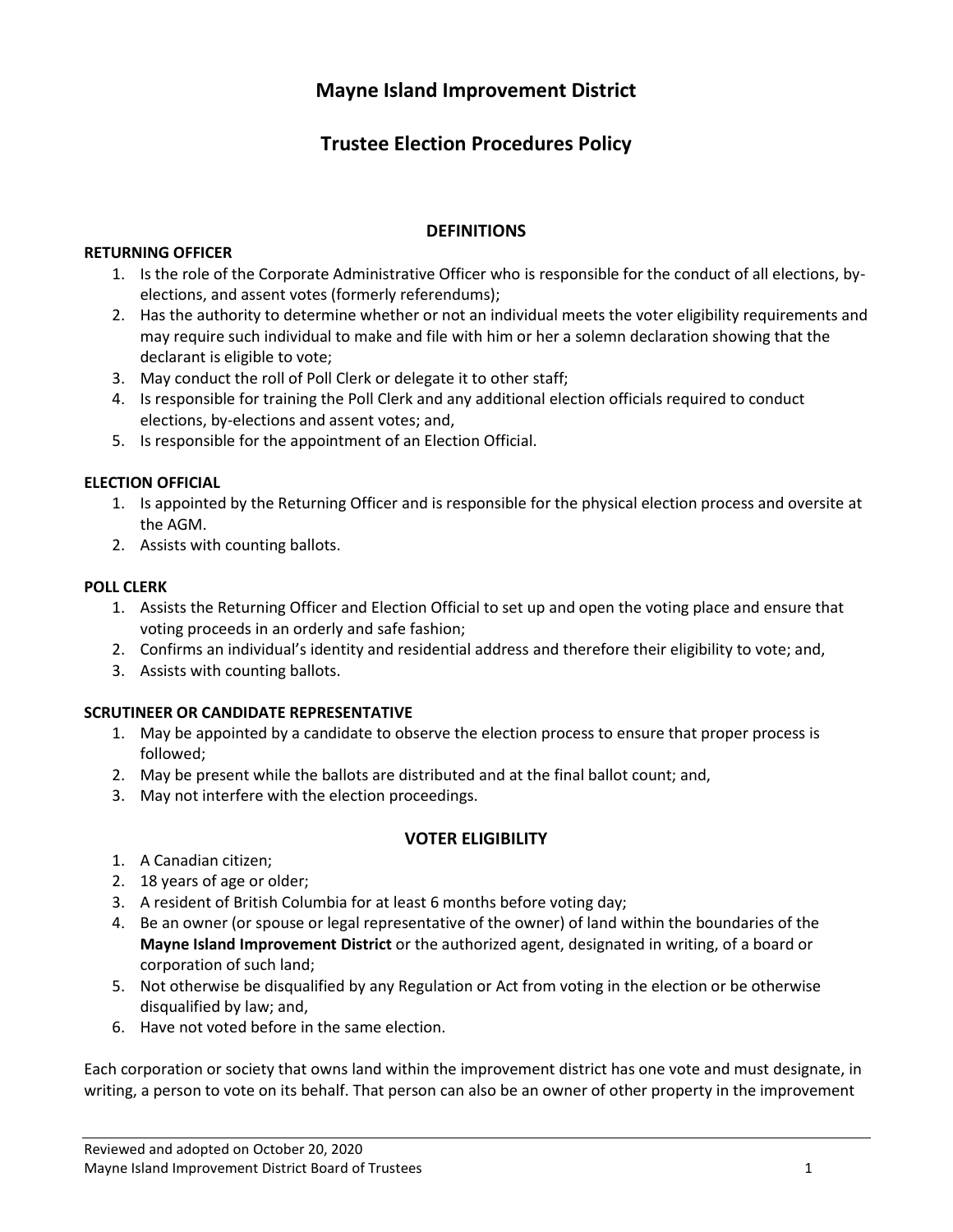# Mayne Island Improvement District

## Trustee Election Procedures Policy

### DEFINITIONS

**RETURNING OFFICER**

1. Is the role of the Corporate Administrative Officer who is responsible for the conduct of all elections, by-elections, and assent votes (formerly referendums);
2. Has the authority to determine whether or not an individual meets the voter eligibility requirements and may require such individual to make and file with him or her a solemn declaration showing that the declarant is eligible to vote;
3. May conduct the roll of Poll Clerk or delegate it to other staff;
4. Is responsible for training the Poll Clerk and any additional election officials required to conduct elections, by-elections and assent votes; and,
5. Is responsible for the appointment of an Election Official.

**ELECTION OFFICIAL**

1. Is appointed by the Returning Officer and is responsible for the physical election process and oversite at the AGM.
2. Assists with counting ballots.

**POLL CLERK**

1. Assists the Returning Officer and Election Official to set up and open the voting place and ensure that voting proceeds in an orderly and safe fashion;
2. Confirms an individual's identity and residential address and therefore their eligibility to vote; and,
3. Assists with counting ballots.

**SCRUTINEER OR CANDIDATE REPRESENTATIVE**

1. May be appointed by a candidate to observe the election process to ensure that proper process is followed;
2. May be present while the ballots are distributed and at the final ballot count; and,
3. May not interfere with the election proceedings.

### VOTER ELIGIBILITY

1. A Canadian citizen;
2. 18 years of age or older;
3. A resident of British Columbia for at least 6 months before voting day;
4. Be an owner (or spouse or legal representative of the owner) of land within the boundaries of the **Mayne Island Improvement District** or the authorized agent, designated in writing, of a board or corporation of such land;
5. Not otherwise be disqualified by any Regulation or Act from voting in the election or be otherwise disqualified by law; and,
6. Have not voted before in the same election.

Each corporation or society that owns land within the improvement district has one vote and must designate, in writing, a person to vote on its behalf. That person can also be an owner of other property in the improvement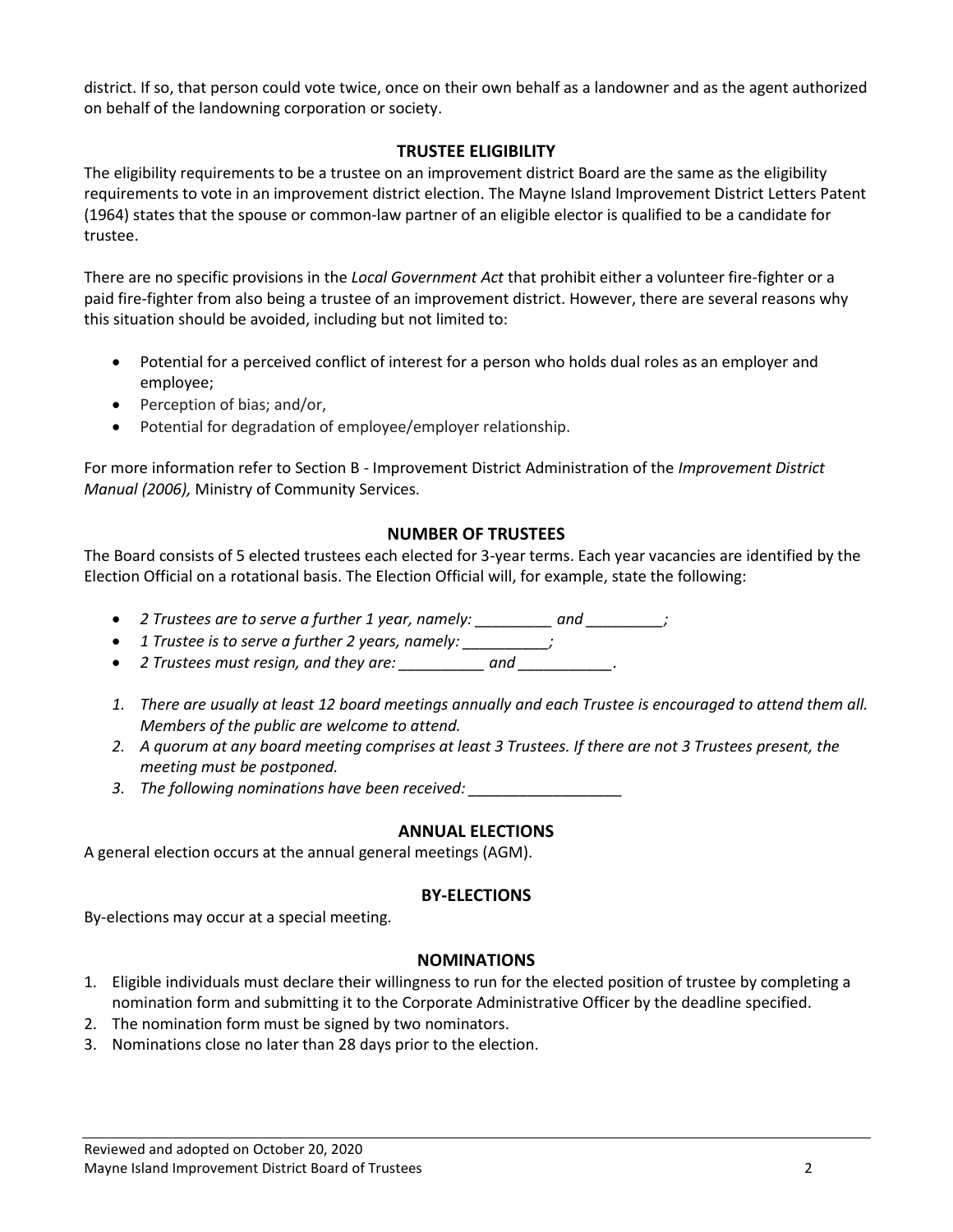district. If so, that person could vote twice, once on their own behalf as a landowner and as the agent authorized on behalf of the landowning corporation or society.

## TRUSTEE ELIGIBILITY

The eligibility requirements to be a trustee on an improvement district Board are the same as the eligibility requirements to vote in an improvement district election. The Mayne Island Improvement District Letters Patent (1964) states that the spouse or common-law partner of an eligible elector is qualified to be a candidate for trustee.

There are no specific provisions in the *Local Government Act* that prohibit either a volunteer fire-fighter or a paid fire-fighter from also being a trustee of an improvement district. However, there are several reasons why this situation should be avoided, including but not limited to:

- Potential for a perceived conflict of interest for a person who holds dual roles as an employer and employee;
- Perception of bias; and/or,
- Potential for degradation of employee/employer relationship.

For more information refer to Section B - Improvement District Administration of the *Improvement District Manual (2006),* Ministry of Community Services.

## NUMBER OF TRUSTEES

The Board consists of 5 elected trustees each elected for 3-year terms. Each year vacancies are identified by the Election Official on a rotational basis. The Election Official will, for example, state the following:

- *2 Trustees are to serve a further 1 year, namely: _________ and _________;*
- *1 Trustee is to serve a further 2 years, namely: __________;*
- *2 Trustees must resign, and they are: __________ and ___________.*

1. *There are usually at least 12 board meetings annually and each Trustee is encouraged to attend them all. Members of the public are welcome to attend.*
2. *A quorum at any board meeting comprises at least 3 Trustees. If there are not 3 Trustees present, the meeting must be postponed.*
3. *The following nominations have been received: __________________*

## ANNUAL ELECTIONS

A general election occurs at the annual general meetings (AGM).

## BY-ELECTIONS

By-elections may occur at a special meeting.

## NOMINATIONS

1. Eligible individuals must declare their willingness to run for the elected position of trustee by completing a nomination form and submitting it to the Corporate Administrative Officer by the deadline specified.
2. The nomination form must be signed by two nominators.
3. Nominations close no later than 28 days prior to the election.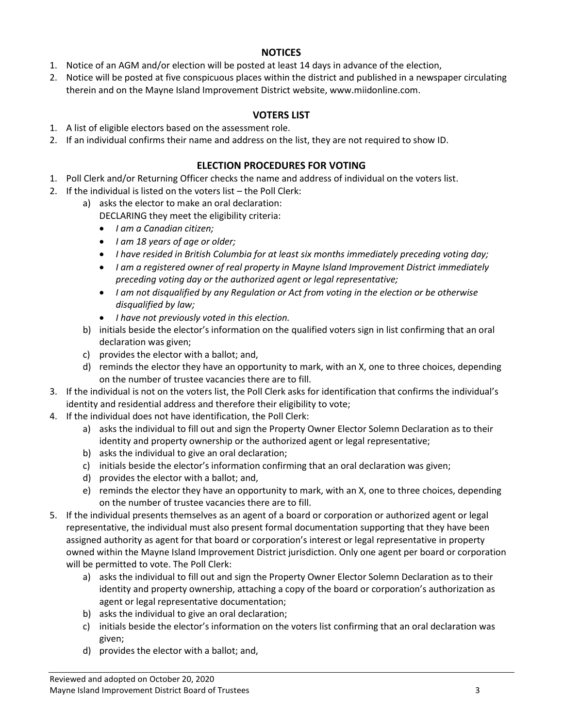## NOTICES

1. Notice of an AGM and/or election will be posted at least 14 days in advance of the election,
2. Notice will be posted at five conspicuous places within the district and published in a newspaper circulating therein and on the Mayne Island Improvement District website, www.miidonline.com.

## VOTERS LIST

1. A list of eligible electors based on the assessment role.
2. If an individual confirms their name and address on the list, they are not required to show ID.

## ELECTION PROCEDURES FOR VOTING

1. Poll Clerk and/or Returning Officer checks the name and address of individual on the voters list.
2. If the individual is listed on the voters list – the Poll Clerk:
   a) asks the elector to make an oral declaration:
      DECLARING they meet the eligibility criteria:
      - *I am a Canadian citizen;*
      - *I am 18 years of age or older;*
      - *I have resided in British Columbia for at least six months immediately preceding voting day;*
      - *I am a registered owner of real property in Mayne Island Improvement District immediately preceding voting day or the authorized agent or legal representative;*
      - *I am not disqualified by any Regulation or Act from voting in the election or be otherwise disqualified by law;*
      - *I have not previously voted in this election.*

   b) initials beside the elector's information on the qualified voters sign in list confirming that an oral declaration was given;
   c) provides the elector with a ballot; and,
   d) reminds the elector they have an opportunity to mark, with an X, one to three choices, depending on the number of trustee vacancies there are to fill.
3. If the individual is not on the voters list, the Poll Clerk asks for identification that confirms the individual's identity and residential address and therefore their eligibility to vote;
4. If the individual does not have identification, the Poll Clerk:
   a) asks the individual to fill out and sign the Property Owner Elector Solemn Declaration as to their identity and property ownership or the authorized agent or legal representative;
   b) asks the individual to give an oral declaration;
   c) initials beside the elector's information confirming that an oral declaration was given;
   d) provides the elector with a ballot; and,
   e) reminds the elector they have an opportunity to mark, with an X, one to three choices, depending on the number of trustee vacancies there are to fill.
5. If the individual presents themselves as an agent of a board or corporation or authorized agent or legal representative, the individual must also present formal documentation supporting that they have been assigned authority as agent for that board or corporation's interest or legal representative in property owned within the Mayne Island Improvement District jurisdiction. Only one agent per board or corporation will be permitted to vote. The Poll Clerk:
   a) asks the individual to fill out and sign the Property Owner Elector Solemn Declaration as to their identity and property ownership, attaching a copy of the board or corporation's authorization as agent or legal representative documentation;
   b) asks the individual to give an oral declaration;
   c) initials beside the elector's information on the voters list confirming that an oral declaration was given;
   d) provides the elector with a ballot; and,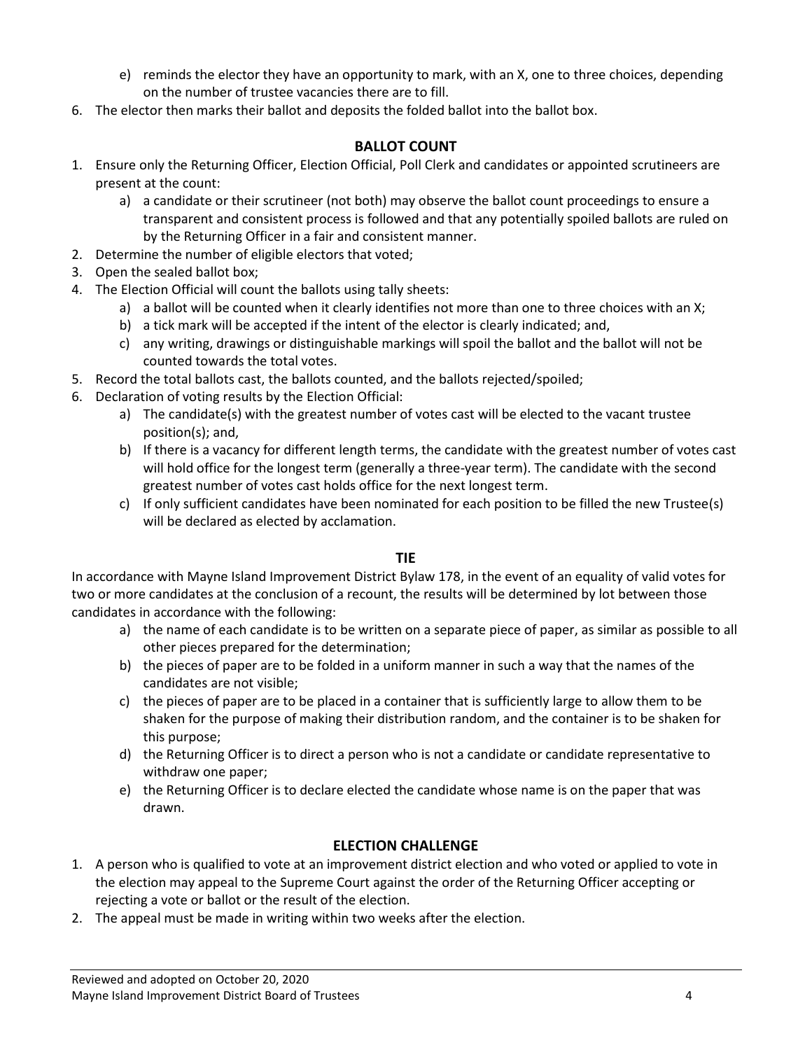e) reminds the elector they have an opportunity to mark, with an X, one to three choices, depending on the number of trustee vacancies there are to fill.

6. The elector then marks their ballot and deposits the folded ballot into the ballot box.

## BALLOT COUNT

1. Ensure only the Returning Officer, Election Official, Poll Clerk and candidates or appointed scrutineers are present at the count:
   a) a candidate or their scrutineer (not both) may observe the ballot count proceedings to ensure a transparent and consistent process is followed and that any potentially spoiled ballots are ruled on by the Returning Officer in a fair and consistent manner.
2. Determine the number of eligible electors that voted;
3. Open the sealed ballot box;
4. The Election Official will count the ballots using tally sheets:
   a) a ballot will be counted when it clearly identifies not more than one to three choices with an X;
   b) a tick mark will be accepted if the intent of the elector is clearly indicated; and,
   c) any writing, drawings or distinguishable markings will spoil the ballot and the ballot will not be counted towards the total votes.
5. Record the total ballots cast, the ballots counted, and the ballots rejected/spoiled;
6. Declaration of voting results by the Election Official:
   a) The candidate(s) with the greatest number of votes cast will be elected to the vacant trustee position(s); and,
   b) If there is a vacancy for different length terms, the candidate with the greatest number of votes cast will hold office for the longest term (generally a three-year term). The candidate with the second greatest number of votes cast holds office for the next longest term.
   c) If only sufficient candidates have been nominated for each position to be filled the new Trustee(s) will be declared as elected by acclamation.

## TIE

In accordance with Mayne Island Improvement District Bylaw 178, in the event of an equality of valid votes for two or more candidates at the conclusion of a recount, the results will be determined by lot between those candidates in accordance with the following:

a) the name of each candidate is to be written on a separate piece of paper, as similar as possible to all other pieces prepared for the determination;
b) the pieces of paper are to be folded in a uniform manner in such a way that the names of the candidates are not visible;
c) the pieces of paper are to be placed in a container that is sufficiently large to allow them to be shaken for the purpose of making their distribution random, and the container is to be shaken for this purpose;
d) the Returning Officer is to direct a person who is not a candidate or candidate representative to withdraw one paper;
e) the Returning Officer is to declare elected the candidate whose name is on the paper that was drawn.

## ELECTION CHALLENGE

1. A person who is qualified to vote at an improvement district election and who voted or applied to vote in the election may appeal to the Supreme Court against the order of the Returning Officer accepting or rejecting a vote or ballot or the result of the election.
2. The appeal must be made in writing within two weeks after the election.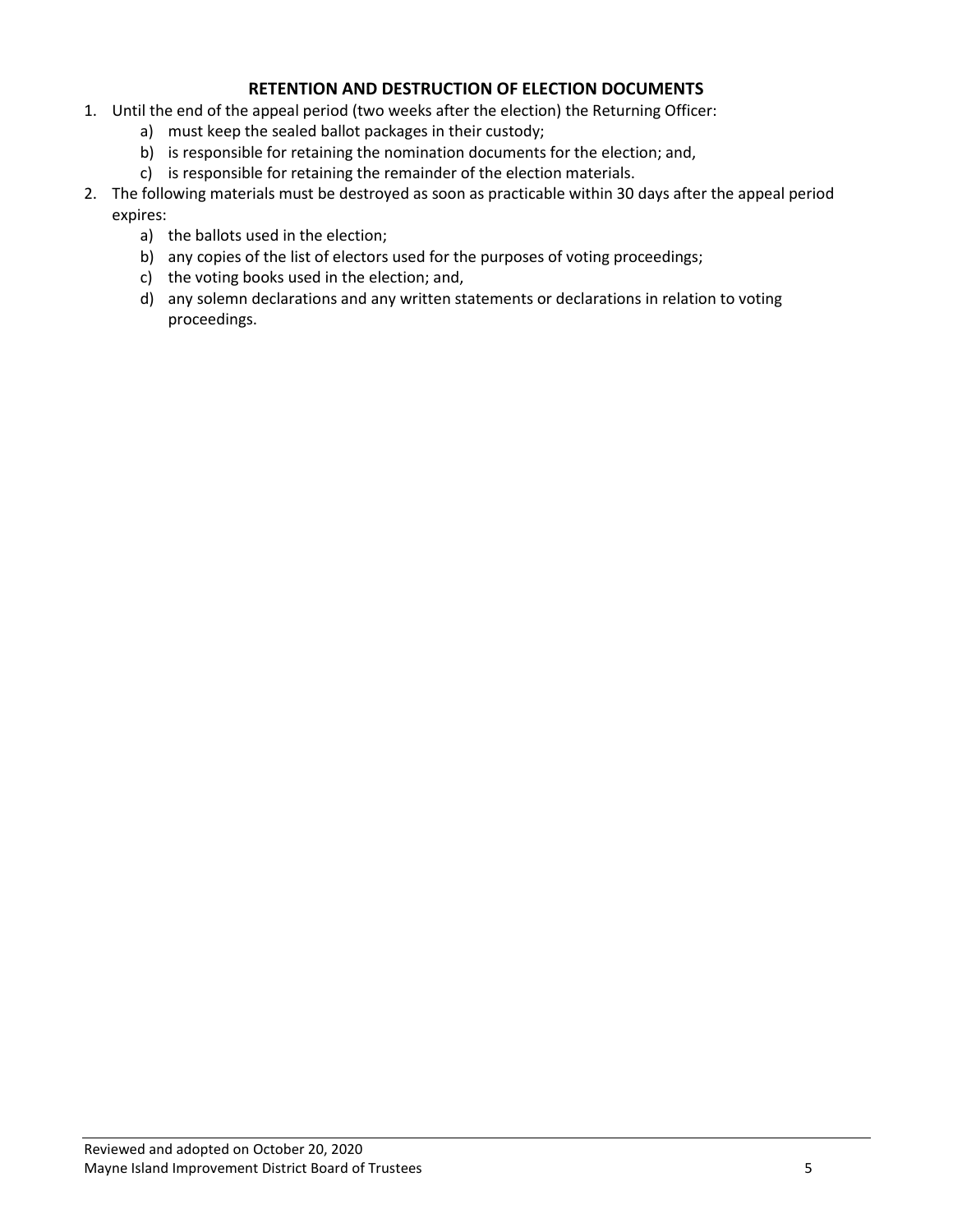## RETENTION AND DESTRUCTION OF ELECTION DOCUMENTS

1. Until the end of the appeal period (two weeks after the election) the Returning Officer:
   a) must keep the sealed ballot packages in their custody;
   b) is responsible for retaining the nomination documents for the election; and,
   c) is responsible for retaining the remainder of the election materials.
2. The following materials must be destroyed as soon as practicable within 30 days after the appeal period expires:
   a) the ballots used in the election;
   b) any copies of the list of electors used for the purposes of voting proceedings;
   c) the voting books used in the election; and,
   d) any solemn declarations and any written statements or declarations in relation to voting proceedings.